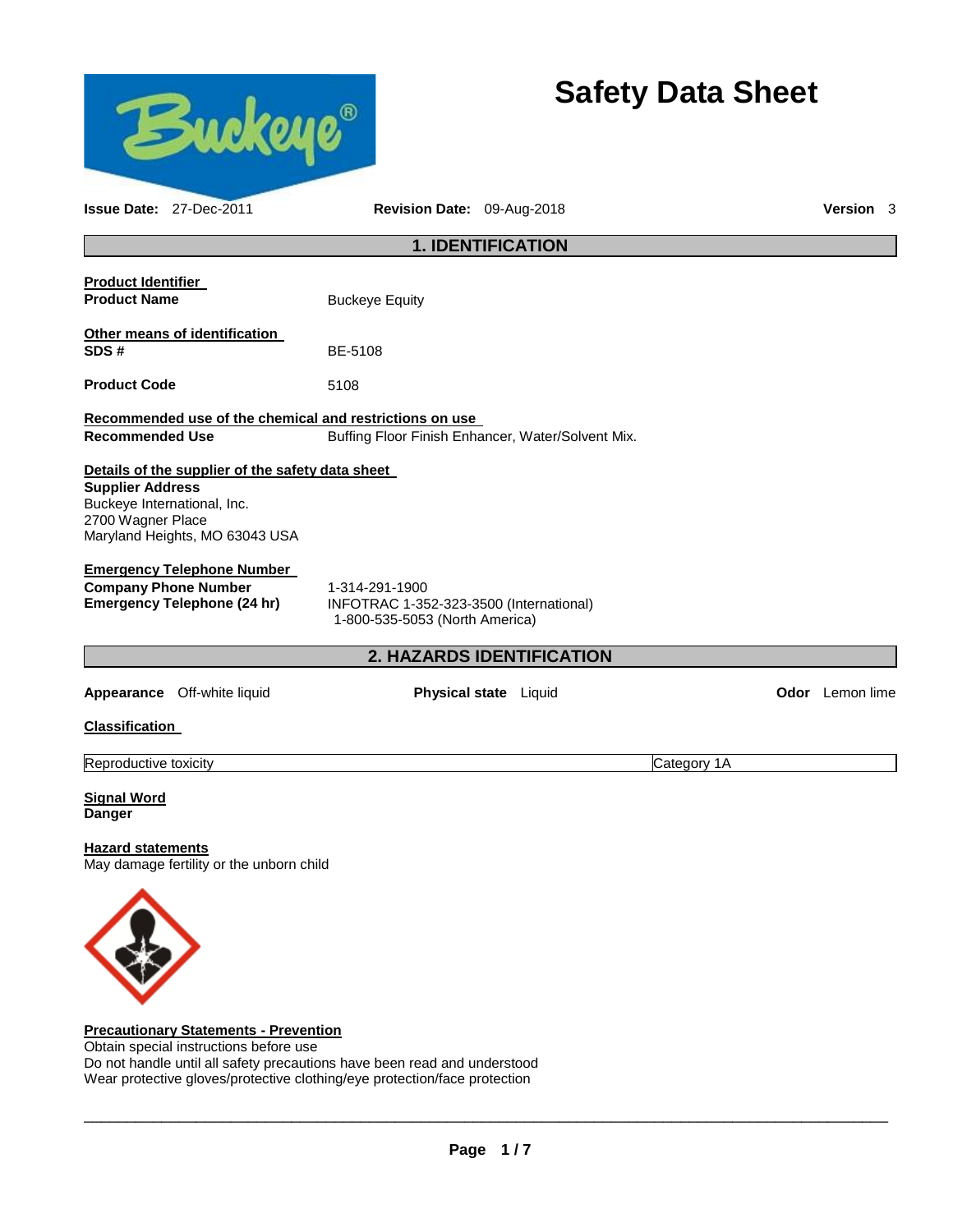# Safety Data Sheet

**Issue Date:** 27-Dec-2011 **Revision Date:** 09-Aug-2018 **Version** 3

## 1. IDENTIFICATION

**Product Identifier**

**Product Name** Buckeye Equity

**Other means of identification**

**SDS #** BE-5108

**Product Code** 5108

**Recommended use of the chemical and restrictions on use**

**Recommended Use** Buffing Floor Finish Enhancer, Water/Solvent Mix.

**Details of the supplier of the safety data sheet**

**Supplier Address**
Buckeye International, Inc.
2700 Wagner Place
Maryland Heights, MO 63043 USA

**Emergency Telephone Number**

**Company Phone Number** 1-314-291-1900

**Emergency Telephone (24 hr)** INFOTRAC 1-352-323-3500 (International)
1-800-535-5053 (North America)

## 2. HAZARDS IDENTIFICATION

**Appearance** Off-white liquid **Physical state** Liquid **Odor** Lemon lime

**Classification**

| Reproductive toxicity | Category 1A |
|---|---|

**Signal Word**
**Danger**

**Hazard statements**
May damage fertility or the unborn child

**Precautionary Statements - Prevention**
Obtain special instructions before use
Do not handle until all safety precautions have been read and understood
Wear protective gloves/protective clothing/eye protection/face protection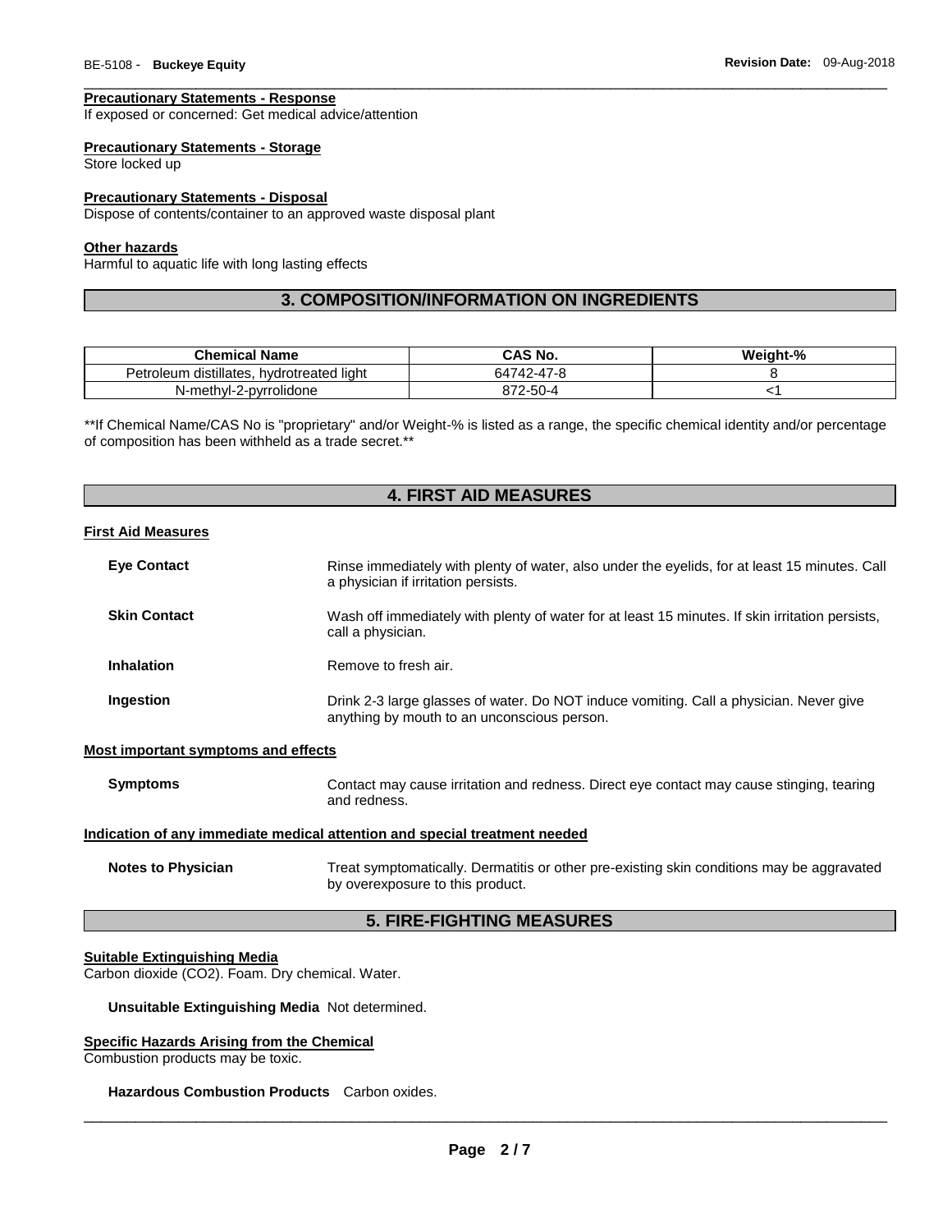**Precautionary Statements - Response**
If exposed or concerned: Get medical advice/attention

**Precautionary Statements - Storage**
Store locked up

**Precautionary Statements - Disposal**
Dispose of contents/container to an approved waste disposal plant

**Other hazards**
Harmful to aquatic life with long lasting effects

## 3. COMPOSITION/INFORMATION ON INGREDIENTS

| Chemical Name | CAS No. | Weight-% |
|---|---|---|
| Petroleum distillates, hydrotreated light | 64742-47-8 | 8 |
| N-methyl-2-pyrrolidone | 872-50-4 | <1 |

**If Chemical Name/CAS No is "proprietary" and/or Weight-% is listed as a range, the specific chemical identity and/or percentage of composition has been withheld as a trade secret.**

## 4. FIRST AID MEASURES

**First Aid Measures**

**Eye Contact** Rinse immediately with plenty of water, also under the eyelids, for at least 15 minutes. Call a physician if irritation persists.

**Skin Contact** Wash off immediately with plenty of water for at least 15 minutes. If skin irritation persists, call a physician.

**Inhalation** Remove to fresh air.

**Ingestion** Drink 2-3 large glasses of water. Do NOT induce vomiting. Call a physician. Never give anything by mouth to an unconscious person.

**Most important symptoms and effects**

**Symptoms** Contact may cause irritation and redness. Direct eye contact may cause stinging, tearing and redness.

**Indication of any immediate medical attention and special treatment needed**

**Notes to Physician** Treat symptomatically. Dermatitis or other pre-existing skin conditions may be aggravated by overexposure to this product.

## 5. FIRE-FIGHTING MEASURES

**Suitable Extinguishing Media**
Carbon dioxide ($CO_2$). Foam. Dry chemical. Water.

**Unsuitable Extinguishing Media** Not determined.

**Specific Hazards Arising from the Chemical**
Combustion products may be toxic.

**Hazardous Combustion Products** Carbon oxides.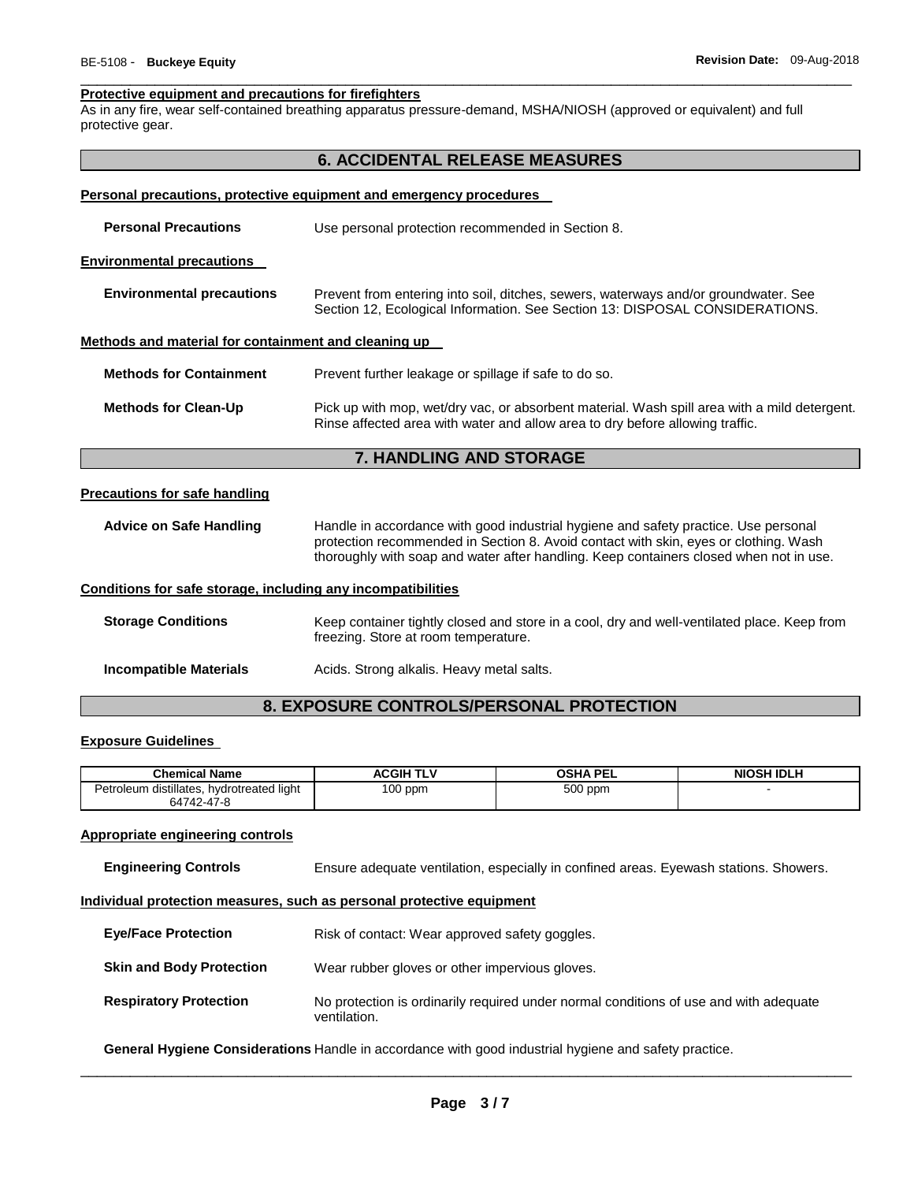**Protective equipment and precautions for firefighters**

As in any fire, wear self-contained breathing apparatus pressure-demand, MSHA/NIOSH (approved or equivalent) and full protective gear.

## 6. ACCIDENTAL RELEASE MEASURES

**Personal precautions, protective equipment and emergency procedures**

**Personal Precautions** Use personal protection recommended in Section 8.

**Environmental precautions**

**Environmental precautions** Prevent from entering into soil, ditches, sewers, waterways and/or groundwater. See Section 12, Ecological Information. See Section 13: DISPOSAL CONSIDERATIONS.

**Methods and material for containment and cleaning up**

**Methods for Containment** Prevent further leakage or spillage if safe to do so.

**Methods for Clean-Up** Pick up with mop, wet/dry vac, or absorbent material. Wash spill area with a mild detergent. Rinse affected area with water and allow area to dry before allowing traffic.

## 7. HANDLING AND STORAGE

**Precautions for safe handling**

**Advice on Safe Handling** Handle in accordance with good industrial hygiene and safety practice. Use personal protection recommended in Section 8. Avoid contact with skin, eyes or clothing. Wash thoroughly with soap and water after handling. Keep containers closed when not in use.

**Conditions for safe storage, including any incompatibilities**

**Storage Conditions** Keep container tightly closed and store in a cool, dry and well-ventilated place. Keep from freezing. Store at room temperature.

**Incompatible Materials** Acids. Strong alkalis. Heavy metal salts.

## 8. EXPOSURE CONTROLS/PERSONAL PROTECTION

**Exposure Guidelines**

| Chemical Name | ACGIH TLV | OSHA PEL | NIOSH IDLH |
|---|---|---|---|
| Petroleum distillates, hydrotreated light 64742-47-8 | 100 ppm | 500 ppm | - |

**Appropriate engineering controls**

**Engineering Controls** Ensure adequate ventilation, especially in confined areas. Eyewash stations. Showers.

**Individual protection measures, such as personal protective equipment**

**Eye/Face Protection** Risk of contact: Wear approved safety goggles.

**Skin and Body Protection** Wear rubber gloves or other impervious gloves.

**Respiratory Protection** No protection is ordinarily required under normal conditions of use and with adequate ventilation.

**General Hygiene Considerations** Handle in accordance with good industrial hygiene and safety practice.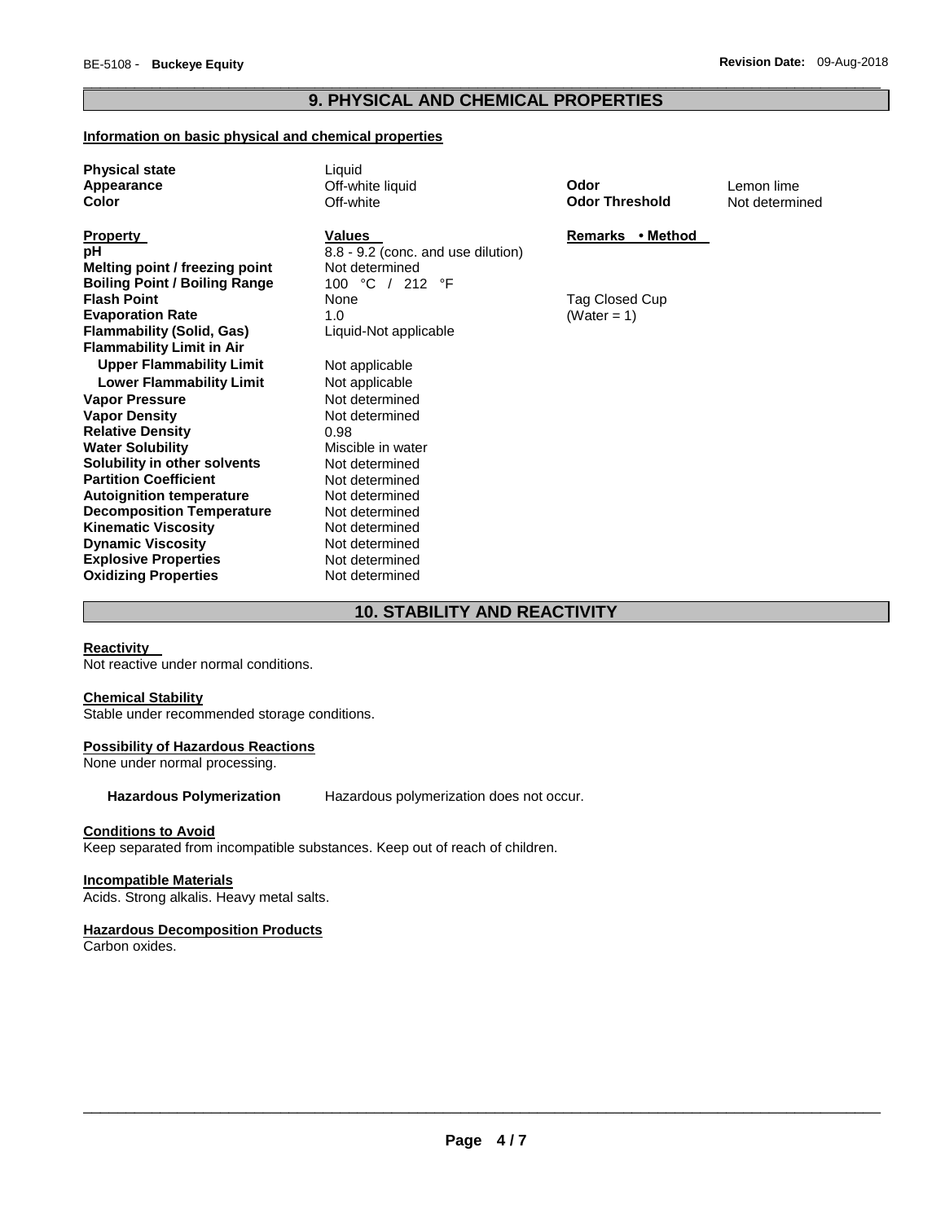## 9. PHYSICAL AND CHEMICAL PROPERTIES

**Information on basic physical and chemical properties**

| | | | |
|---|---|---|---|
| **Physical state** | Liquid | | |
| **Appearance** | Off-white liquid | **Odor** | Lemon lime |
| **Color** | Off-white | **Odor Threshold** | Not determined |

| **Property** | **Values** | **Remarks • Method** |
|---|---|---|
| **pH** | 8.8 - 9.2 (conc. and use dilution) | |
| **Melting point / freezing point** | Not determined | |
| **Boiling Point / Boiling Range** | 100 °C / 212 °F | |
| **Flash Point** | None | Tag Closed Cup |
| **Evaporation Rate** | 1.0 | (Water = 1) |
| **Flammability (Solid, Gas)** | Liquid-Not applicable | |
| **Flammability Limit in Air** | | |
| **Upper Flammability Limit** | Not applicable | |
| **Lower Flammability Limit** | Not applicable | |
| **Vapor Pressure** | Not determined | |
| **Vapor Density** | Not determined | |
| **Relative Density** | 0.98 | |
| **Water Solubility** | Miscible in water | |
| **Solubility in other solvents** | Not determined | |
| **Partition Coefficient** | Not determined | |
| **Autoignition temperature** | Not determined | |
| **Decomposition Temperature** | Not determined | |
| **Kinematic Viscosity** | Not determined | |
| **Dynamic Viscosity** | Not determined | |
| **Explosive Properties** | Not determined | |
| **Oxidizing Properties** | Not determined | |

## 10. STABILITY AND REACTIVITY

**Reactivity**

Not reactive under normal conditions.

**Chemical Stability**

Stable under recommended storage conditions.

**Possibility of Hazardous Reactions**

None under normal processing.

**Hazardous Polymerization** Hazardous polymerization does not occur.

**Conditions to Avoid**

Keep separated from incompatible substances. Keep out of reach of children.

**Incompatible Materials**

Acids. Strong alkalis. Heavy metal salts.

**Hazardous Decomposition Products**

Carbon oxides.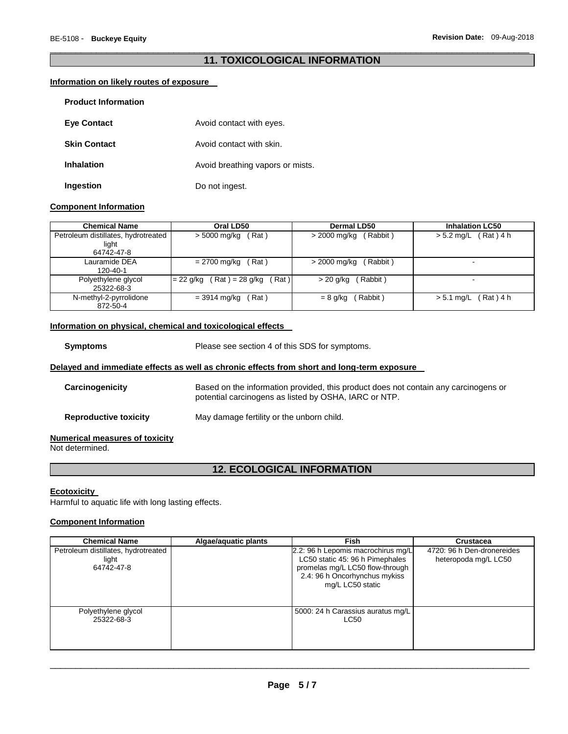## 11. TOXICOLOGICAL INFORMATION

### Information on likely routes of exposure

**Product Information**

**Eye Contact** Avoid contact with eyes.

**Skin Contact** Avoid contact with skin.

**Inhalation** Avoid breathing vapors or mists.

**Ingestion** Do not ingest.

### Component Information

| Chemical Name | Oral LD50 | Dermal LD50 | Inhalation LC50 |
|---|---|---|---|
| Petroleum distillates, hydrotreated light 64742-47-8 | > 5000 mg/kg ( Rat ) | > 2000 mg/kg ( Rabbit ) | > 5.2 mg/L ( Rat ) 4 h |
| Lauramide DEA 120-40-1 | = 2700 mg/kg ( Rat ) | > 2000 mg/kg ( Rabbit ) | - |
| Polyethylene glycol 25322-68-3 | = 22 g/kg ( Rat ) = 28 g/kg ( Rat ) | > 20 g/kg ( Rabbit ) | - |
| N-methyl-2-pyrrolidone 872-50-4 | = 3914 mg/kg ( Rat ) | = 8 g/kg ( Rabbit ) | > 5.1 mg/L ( Rat ) 4 h |

### Information on physical, chemical and toxicological effects

**Symptoms** Please see section 4 of this SDS for symptoms.

### Delayed and immediate effects as well as chronic effects from short and long-term exposure

**Carcinogenicity** Based on the information provided, this product does not contain any carcinogens or potential carcinogens as listed by OSHA, IARC or NTP.

**Reproductive toxicity** May damage fertility or the unborn child.

### Numerical measures of toxicity

Not determined.

## 12. ECOLOGICAL INFORMATION

### Ecotoxicity

Harmful to aquatic life with long lasting effects.

### Component Information

| Chemical Name | Algae/aquatic plants | Fish | Crustacea |
|---|---|---|---|
| Petroleum distillates, hydrotreated light 64742-47-8 | | 2.2: 96 h Lepomis macrochirus mg/L LC50 static 45: 96 h Pimephales promelas mg/L LC50 flow-through 2.4: 96 h Oncorhynchus mykiss mg/L LC50 static | 4720: 96 h Den-dronereides heteropoda mg/L LC50 |
| Polyethylene glycol 25322-68-3 | | 5000: 24 h Carassius auratus mg/L LC50 | |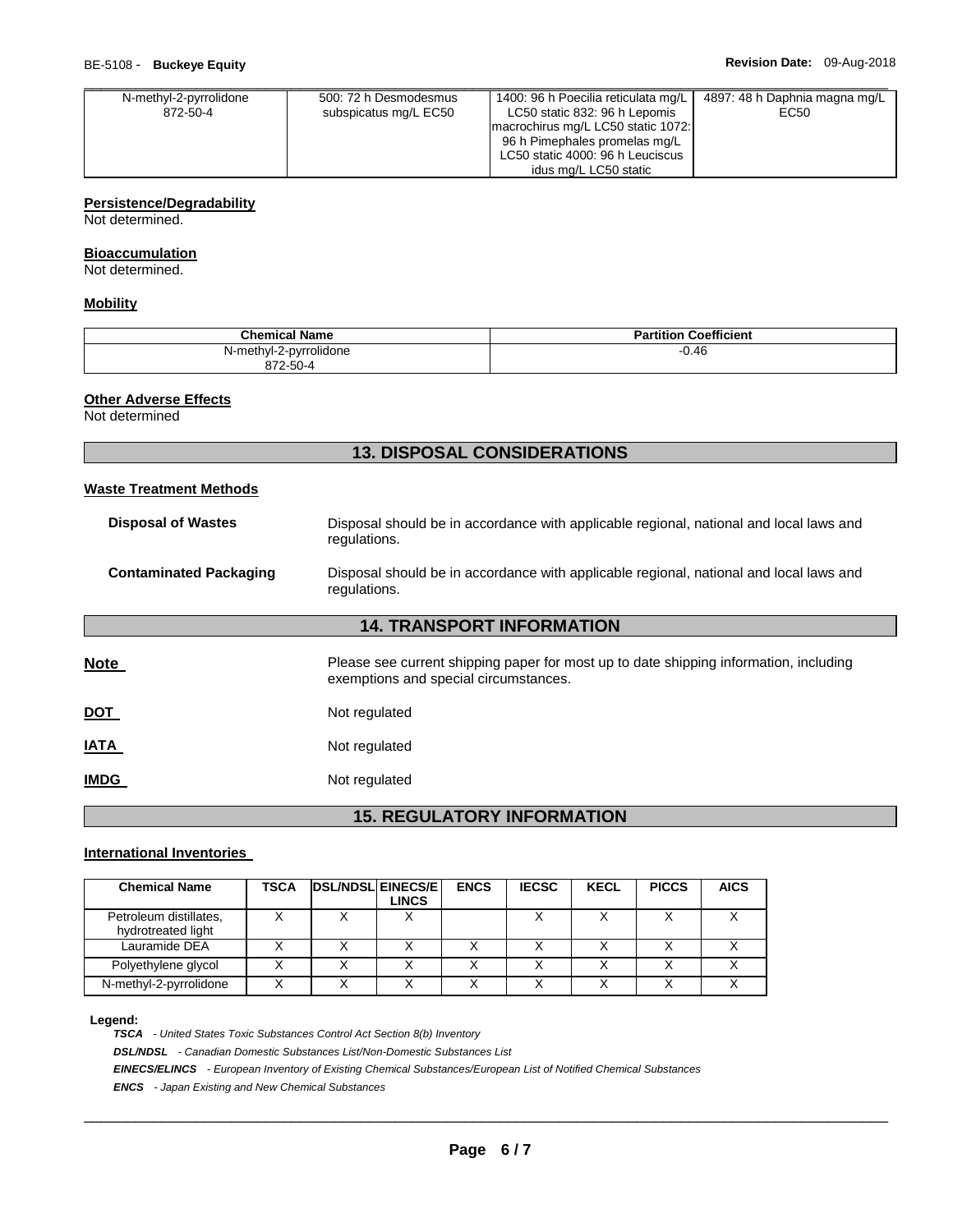| N-methyl-2-pyrrolidone 872-50-4 | 500: 72 h Desmodesmus subspicatus mg/L EC50 | 1400: 96 h Poecilia reticulata mg/L LC50 static 832: 96 h Lepomis macrochirus mg/L LC50 static 1072: 96 h Pimephales promelas mg/L LC50 static 4000: 96 h Leuciscus idus mg/L LC50 static | 4897: 48 h Daphnia magna mg/L EC50 |
|---|---|---|---|

### Persistence/Degradability

Not determined.

### Bioaccumulation

Not determined.

### Mobility

| Chemical Name | Partition Coefficient |
|---|---|
| N-methyl-2-pyrrolidone 872-50-4 | -0.46 |

### Other Adverse Effects

Not determined

## 13. DISPOSAL CONSIDERATIONS

### Waste Treatment Methods

**Disposal of Wastes** Disposal should be in accordance with applicable regional, national and local laws and regulations.

**Contaminated Packaging** Disposal should be in accordance with applicable regional, national and local laws and regulations.

## 14. TRANSPORT INFORMATION

**Note** Please see current shipping paper for most up to date shipping information, including exemptions and special circumstances.

**DOT** Not regulated

**IATA** Not regulated

**IMDG** Not regulated

## 15. REGULATORY INFORMATION

### International Inventories

| Chemical Name | TSCA | DSL/NDSL | EINECS/ELINCS | ENCS | IECSC | KECL | PICCS | AICS |
|---|---|---|---|---|---|---|---|---|
| Petroleum distillates, hydrotreated light | X | X | X | | X | X | X | X |
| Lauramide DEA | X | X | X | X | X | X | X | X |
| Polyethylene glycol | X | X | X | X | X | X | X | X |
| N-methyl-2-pyrrolidone | X | X | X | X | X | X | X | X |

**Legend:**

***TSCA*** *- United States Toxic Substances Control Act Section 8(b) Inventory*

***DSL/NDSL*** *- Canadian Domestic Substances List/Non-Domestic Substances List*

***EINECS/ELINCS*** *- European Inventory of Existing Chemical Substances/European List of Notified Chemical Substances*

***ENCS*** *- Japan Existing and New Chemical Substances*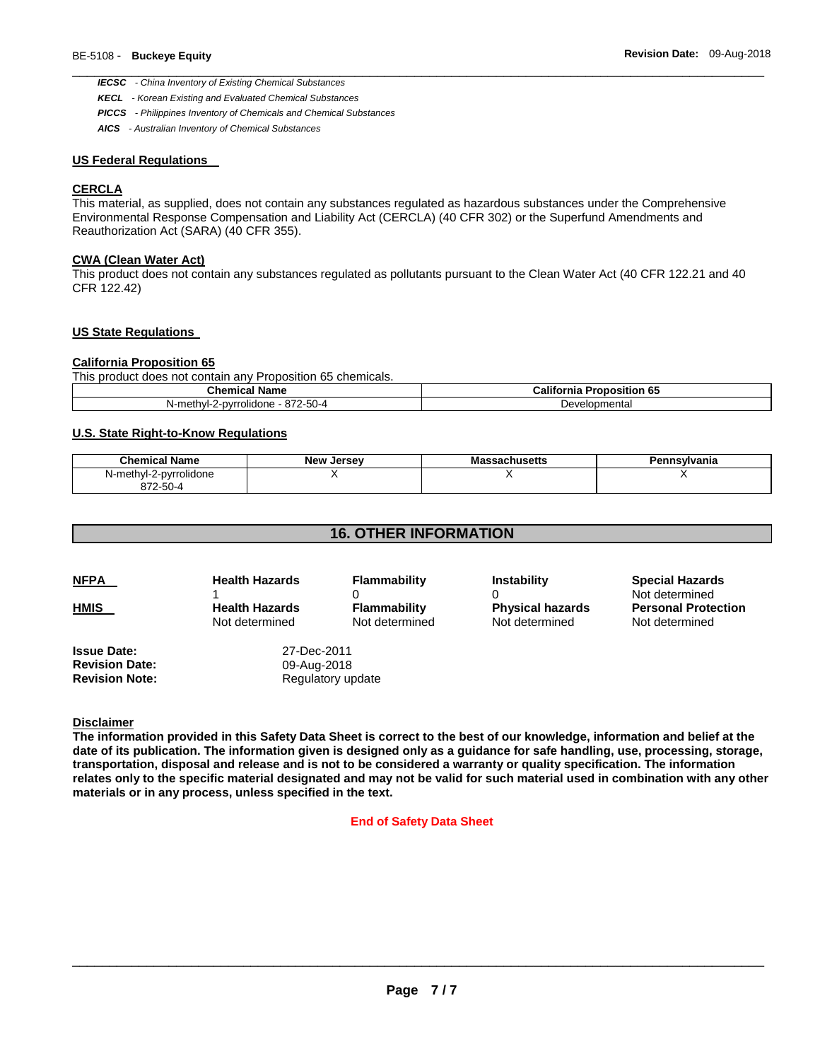***IECSC*** *- China Inventory of Existing Chemical Substances*
***KECL*** *- Korean Existing and Evaluated Chemical Substances*
***PICCS*** *- Philippines Inventory of Chemicals and Chemical Substances*
***AICS*** *- Australian Inventory of Chemical Substances*

## US Federal Regulations

### CERCLA

This material, as supplied, does not contain any substances regulated as hazardous substances under the Comprehensive Environmental Response Compensation and Liability Act (CERCLA) (40 CFR 302) or the Superfund Amendments and Reauthorization Act (SARA) (40 CFR 355).

### CWA (Clean Water Act)

This product does not contain any substances regulated as pollutants pursuant to the Clean Water Act (40 CFR 122.21 and 40 CFR 122.42)

## US State Regulations

### California Proposition 65

This product does not contain any Proposition 65 chemicals.

| Chemical Name | California Proposition 65 |
|---|---|
| N-methyl-2-pyrrolidone - 872-50-4 | Developmental |

### U.S. State Right-to-Know Regulations

| Chemical Name | New Jersey | Massachusetts | Pennsylvania |
|---|---|---|---|
| N-methyl-2-pyrrolidone 872-50-4 | X | X | X |

## 16. OTHER INFORMATION

| | | | | |
|---|---|---|---|---|
| **NFPA** | **Health Hazards** 1 | **Flammability** 0 | **Instability** 0 | **Special Hazards** Not determined |
| **HMIS** | **Health Hazards** Not determined | **Flammability** Not determined | **Physical hazards** Not determined | **Personal Protection** Not determined |

**Issue Date:** 27-Dec-2011
**Revision Date:** 09-Aug-2018
**Revision Note:** Regulatory update

### Disclaimer

**The information provided in this Safety Data Sheet is correct to the best of our knowledge, information and belief at the date of its publication. The information given is designed only as a guidance for safe handling, use, processing, storage, transportation, disposal and release and is not to be considered a warranty or quality specification. The information relates only to the specific material designated and may not be valid for such material used in combination with any other materials or in any process, unless specified in the text.**

**End of Safety Data Sheet**